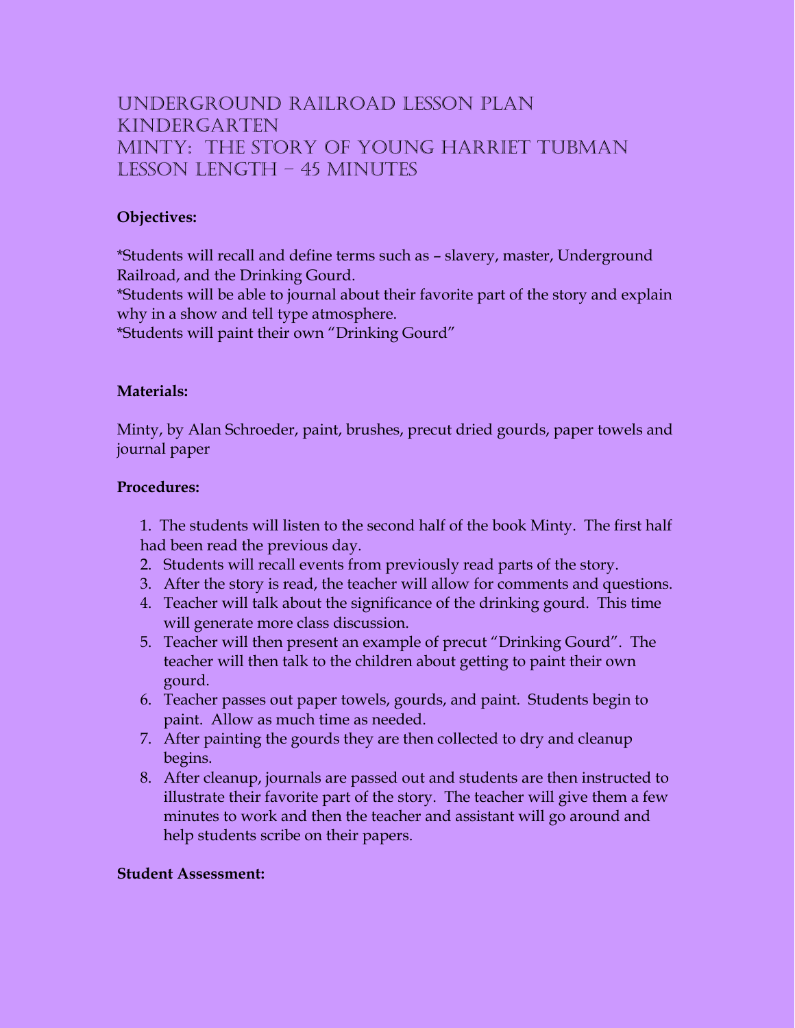# Underground Railroad Lesson Plan
# Kindergarten
# Minty: The Story of Young Harriet Tubman
# Lesson Length – 45 minutes

**Objectives:**

*Students will recall and define terms such as – slavery, master, Underground Railroad, and the Drinking Gourd.
*Students will be able to journal about their favorite part of the story and explain why in a show and tell type atmosphere.
*Students will paint their own "Drinking Gourd"

**Materials:**

Minty, by Alan Schroeder, paint, brushes, precut dried gourds, paper towels and journal paper

**Procedures:**

1. The students will listen to the second half of the book Minty. The first half had been read the previous day.
2. Students will recall events from previously read parts of the story.
3. After the story is read, the teacher will allow for comments and questions.
4. Teacher will talk about the significance of the drinking gourd. This time will generate more class discussion.
5. Teacher will then present an example of precut "Drinking Gourd". The teacher will then talk to the children about getting to paint their own gourd.
6. Teacher passes out paper towels, gourds, and paint. Students begin to paint. Allow as much time as needed.
7. After painting the gourds they are then collected to dry and cleanup begins.
8. After cleanup, journals are passed out and students are then instructed to illustrate their favorite part of the story. The teacher will give them a few minutes to work and then the teacher and assistant will go around and help students scribe on their papers.

**Student Assessment:**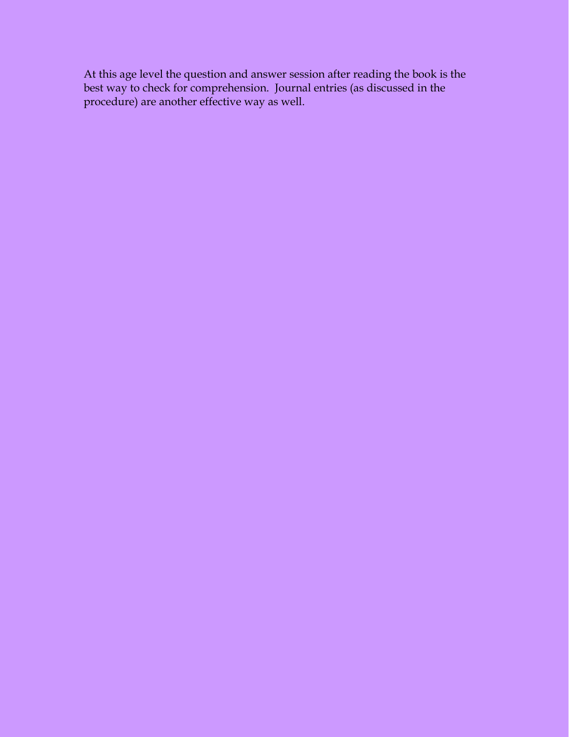At this age level the question and answer session after reading the book is the best way to check for comprehension. Journal entries (as discussed in the procedure) are another effective way as well.